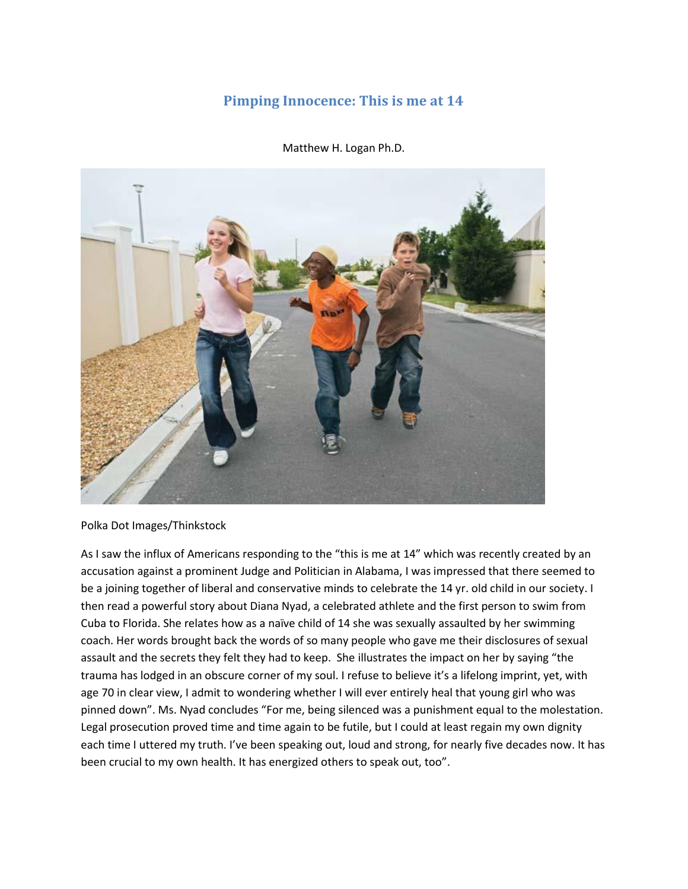# Pimping Innocence: This is me at 14

Matthew H. Logan Ph.D.

Polka Dot Images/Thinkstock

As I saw the influx of Americans responding to the "this is me at 14" which was recently created by an accusation against a prominent Judge and Politician in Alabama, I was impressed that there seemed to be a joining together of liberal and conservative minds to celebrate the 14 yr. old child in our society. I then read a powerful story about Diana Nyad, a celebrated athlete and the first person to swim from Cuba to Florida. She relates how as a naïve child of 14 she was sexually assaulted by her swimming coach. Her words brought back the words of so many people who gave me their disclosures of sexual assault and the secrets they felt they had to keep. She illustrates the impact on her by saying "the trauma has lodged in an obscure corner of my soul. I refuse to believe it's a lifelong imprint, yet, with age 70 in clear view, I admit to wondering whether I will ever entirely heal that young girl who was pinned down". Ms. Nyad concludes "For me, being silenced was a punishment equal to the molestation. Legal prosecution proved time and time again to be futile, but I could at least regain my own dignity each time I uttered my truth. I've been speaking out, loud and strong, for nearly five decades now. It has been crucial to my own health. It has energized others to speak out, too".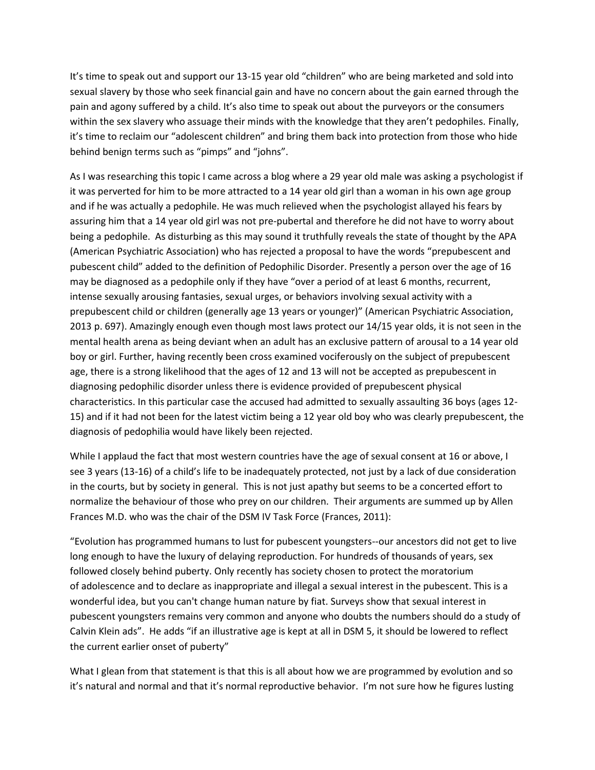It's time to speak out and support our 13-15 year old "children" who are being marketed and sold into sexual slavery by those who seek financial gain and have no concern about the gain earned through the pain and agony suffered by a child. It's also time to speak out about the purveyors or the consumers within the sex slavery who assuage their minds with the knowledge that they aren't pedophiles. Finally, it's time to reclaim our "adolescent children" and bring them back into protection from those who hide behind benign terms such as "pimps" and "johns".

As I was researching this topic I came across a blog where a 29 year old male was asking a psychologist if it was perverted for him to be more attracted to a 14 year old girl than a woman in his own age group and if he was actually a pedophile. He was much relieved when the psychologist allayed his fears by assuring him that a 14 year old girl was not pre-pubertal and therefore he did not have to worry about being a pedophile. As disturbing as this may sound it truthfully reveals the state of thought by the APA (American Psychiatric Association) who has rejected a proposal to have the words "prepubescent and pubescent child" added to the definition of Pedophilic Disorder. Presently a person over the age of 16 may be diagnosed as a pedophile only if they have "over a period of at least 6 months, recurrent, intense sexually arousing fantasies, sexual urges, or behaviors involving sexual activity with a prepubescent child or children (generally age 13 years or younger)" (American Psychiatric Association, 2013 p. 697). Amazingly enough even though most laws protect our 14/15 year olds, it is not seen in the mental health arena as being deviant when an adult has an exclusive pattern of arousal to a 14 year old boy or girl. Further, having recently been cross examined vociferously on the subject of prepubescent age, there is a strong likelihood that the ages of 12 and 13 will not be accepted as prepubescent in diagnosing pedophilic disorder unless there is evidence provided of prepubescent physical characteristics. In this particular case the accused had admitted to sexually assaulting 36 boys (ages 12-15) and if it had not been for the latest victim being a 12 year old boy who was clearly prepubescent, the diagnosis of pedophilia would have likely been rejected.

While I applaud the fact that most western countries have the age of sexual consent at 16 or above, I see 3 years (13-16) of a child's life to be inadequately protected, not just by a lack of due consideration in the courts, but by society in general. This is not just apathy but seems to be a concerted effort to normalize the behaviour of those who prey on our children. Their arguments are summed up by Allen Frances M.D. who was the chair of the DSM IV Task Force (Frances, 2011):

"Evolution has programmed humans to lust for pubescent youngsters--our ancestors did not get to live long enough to have the luxury of delaying reproduction. For hundreds of thousands of years, sex followed closely behind puberty. Only recently has society chosen to protect the moratorium of adolescence and to declare as inappropriate and illegal a sexual interest in the pubescent. This is a wonderful idea, but you can't change human nature by fiat. Surveys show that sexual interest in pubescent youngsters remains very common and anyone who doubts the numbers should do a study of Calvin Klein ads". He adds "if an illustrative age is kept at all in DSM 5, it should be lowered to reflect the current earlier onset of puberty"

What I glean from that statement is that this is all about how we are programmed by evolution and so it's natural and normal and that it's normal reproductive behavior. I'm not sure how he figures lusting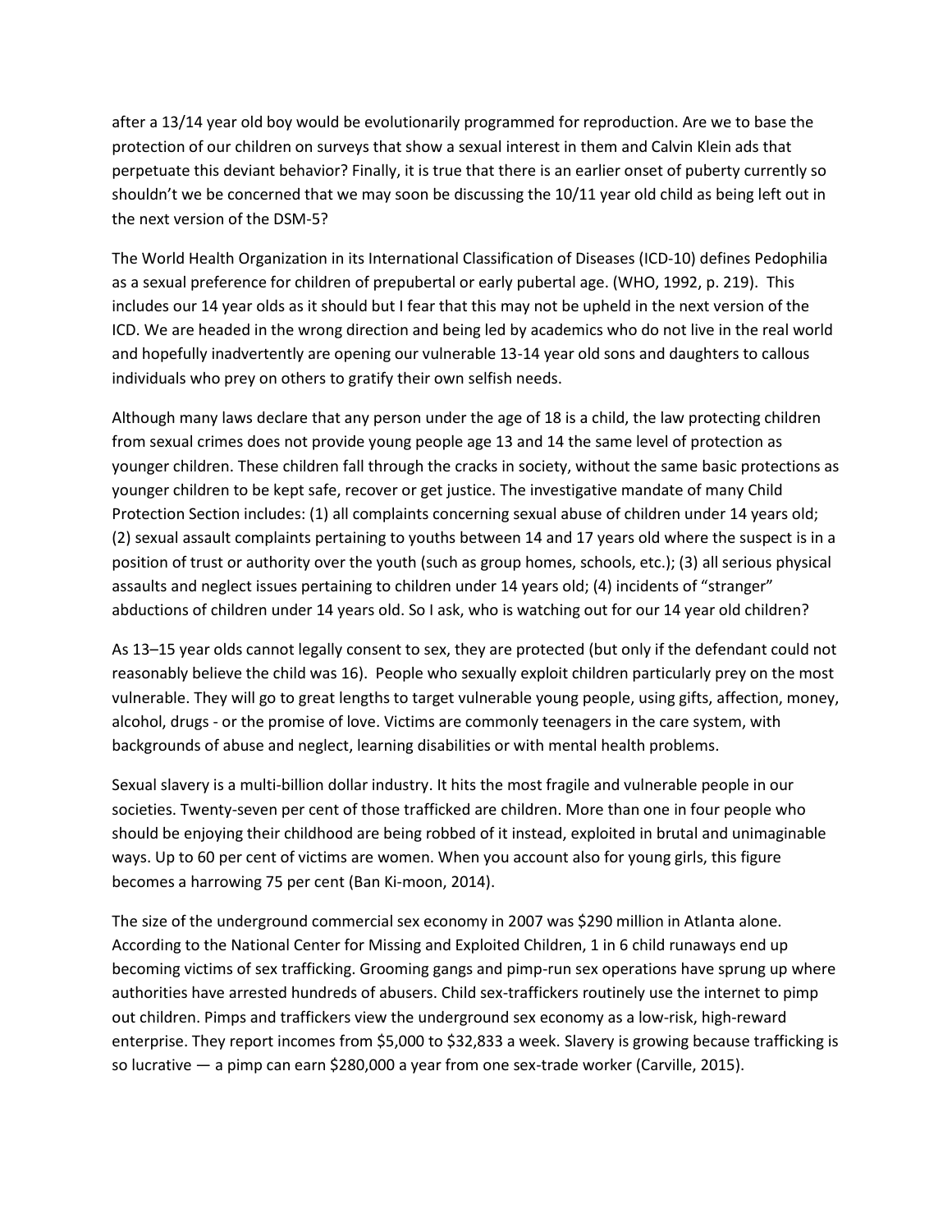after a 13/14 year old boy would be evolutionarily programmed for reproduction. Are we to base the protection of our children on surveys that show a sexual interest in them and Calvin Klein ads that perpetuate this deviant behavior? Finally, it is true that there is an earlier onset of puberty currently so shouldn't we be concerned that we may soon be discussing the 10/11 year old child as being left out in the next version of the DSM-5?

The World Health Organization in its International Classification of Diseases (ICD-10) defines Pedophilia as a sexual preference for children of prepubertal or early pubertal age. (WHO, 1992, p. 219). This includes our 14 year olds as it should but I fear that this may not be upheld in the next version of the ICD. We are headed in the wrong direction and being led by academics who do not live in the real world and hopefully inadvertently are opening our vulnerable 13-14 year old sons and daughters to callous individuals who prey on others to gratify their own selfish needs.

Although many laws declare that any person under the age of 18 is a child, the law protecting children from sexual crimes does not provide young people age 13 and 14 the same level of protection as younger children. These children fall through the cracks in society, without the same basic protections as younger children to be kept safe, recover or get justice. The investigative mandate of many Child Protection Section includes: (1) all complaints concerning sexual abuse of children under 14 years old; (2) sexual assault complaints pertaining to youths between 14 and 17 years old where the suspect is in a position of trust or authority over the youth (such as group homes, schools, etc.); (3) all serious physical assaults and neglect issues pertaining to children under 14 years old; (4) incidents of "stranger" abductions of children under 14 years old. So I ask, who is watching out for our 14 year old children?

As 13–15 year olds cannot legally consent to sex, they are protected (but only if the defendant could not reasonably believe the child was 16). People who sexually exploit children particularly prey on the most vulnerable. They will go to great lengths to target vulnerable young people, using gifts, affection, money, alcohol, drugs - or the promise of love. Victims are commonly teenagers in the care system, with backgrounds of abuse and neglect, learning disabilities or with mental health problems.

Sexual slavery is a multi-billion dollar industry. It hits the most fragile and vulnerable people in our societies. Twenty-seven per cent of those trafficked are children. More than one in four people who should be enjoying their childhood are being robbed of it instead, exploited in brutal and unimaginable ways. Up to 60 per cent of victims are women. When you account also for young girls, this figure becomes a harrowing 75 per cent (Ban Ki-moon, 2014).

The size of the underground commercial sex economy in 2007 was $290 million in Atlanta alone. According to the National Center for Missing and Exploited Children, 1 in 6 child runaways end up becoming victims of sex trafficking. Grooming gangs and pimp-run sex operations have sprung up where authorities have arrested hundreds of abusers. Child sex-traffickers routinely use the internet to pimp out children. Pimps and traffickers view the underground sex economy as a low-risk, high-reward enterprise. They report incomes from $5,000 to $32,833 a week. Slavery is growing because trafficking is so lucrative — a pimp can earn $280,000 a year from one sex-trade worker (Carville, 2015).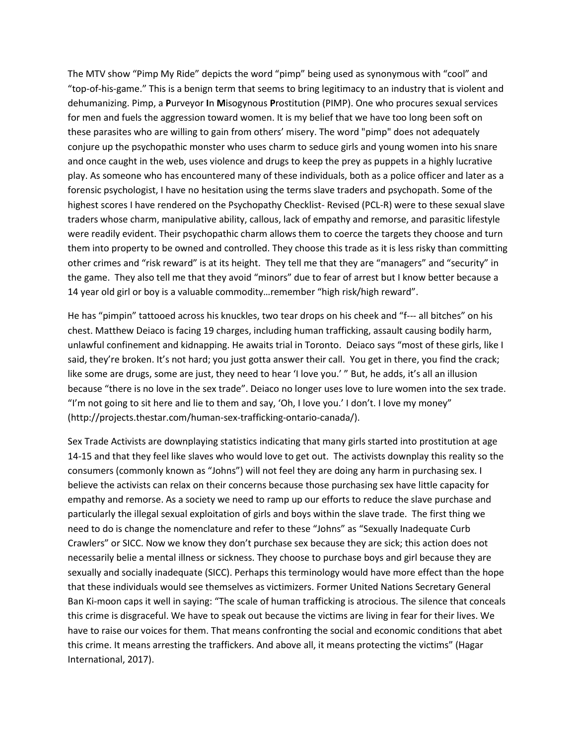The MTV show "Pimp My Ride" depicts the word "pimp" being used as synonymous with "cool" and "top-of-his-game." This is a benign term that seems to bring legitimacy to an industry that is violent and dehumanizing. Pimp, a **P**urveyor **I**n **M**isogynous **P**rostitution (PIMP). One who procures sexual services for men and fuels the aggression toward women. It is my belief that we have too long been soft on these parasites who are willing to gain from others' misery. The word "pimp" does not adequately conjure up the psychopathic monster who uses charm to seduce girls and young women into his snare and once caught in the web, uses violence and drugs to keep the prey as puppets in a highly lucrative play. As someone who has encountered many of these individuals, both as a police officer and later as a forensic psychologist, I have no hesitation using the terms slave traders and psychopath. Some of the highest scores I have rendered on the Psychopathy Checklist- Revised (PCL-R) were to these sexual slave traders whose charm, manipulative ability, callous, lack of empathy and remorse, and parasitic lifestyle were readily evident. Their psychopathic charm allows them to coerce the targets they choose and turn them into property to be owned and controlled. They choose this trade as it is less risky than committing other crimes and "risk reward" is at its height. They tell me that they are "managers" and "security" in the game. They also tell me that they avoid "minors" due to fear of arrest but I know better because a 14 year old girl or boy is a valuable commodity…remember "high risk/high reward".

He has "pimpin" tattooed across his knuckles, two tear drops on his cheek and "f--- all bitches" on his chest. Matthew Deiaco is facing 19 charges, including human trafficking, assault causing bodily harm, unlawful confinement and kidnapping. He awaits trial in Toronto. Deiaco says "most of these girls, like I said, they're broken. It's not hard; you just gotta answer their call. You get in there, you find the crack; like some are drugs, some are just, they need to hear 'I love you.' " But, he adds, it's all an illusion because "there is no love in the sex trade". Deiaco no longer uses love to lure women into the sex trade. "I'm not going to sit here and lie to them and say, 'Oh, I love you.' I don't. I love my money" (http://projects.thestar.com/human-sex-trafficking-ontario-canada/).

Sex Trade Activists are downplaying statistics indicating that many girls started into prostitution at age 14-15 and that they feel like slaves who would love to get out. The activists downplay this reality so the consumers (commonly known as "Johns") will not feel they are doing any harm in purchasing sex. I believe the activists can relax on their concerns because those purchasing sex have little capacity for empathy and remorse. As a society we need to ramp up our efforts to reduce the slave purchase and particularly the illegal sexual exploitation of girls and boys within the slave trade. The first thing we need to do is change the nomenclature and refer to these "Johns" as "Sexually Inadequate Curb Crawlers" or SICC. Now we know they don't purchase sex because they are sick; this action does not necessarily belie a mental illness or sickness. They choose to purchase boys and girl because they are sexually and socially inadequate (SICC). Perhaps this terminology would have more effect than the hope that these individuals would see themselves as victimizers. Former United Nations Secretary General Ban Ki-moon caps it well in saying: "The scale of human trafficking is atrocious. The silence that conceals this crime is disgraceful. We have to speak out because the victims are living in fear for their lives. We have to raise our voices for them. That means confronting the social and economic conditions that abet this crime. It means arresting the traffickers. And above all, it means protecting the victims" (Hagar International, 2017).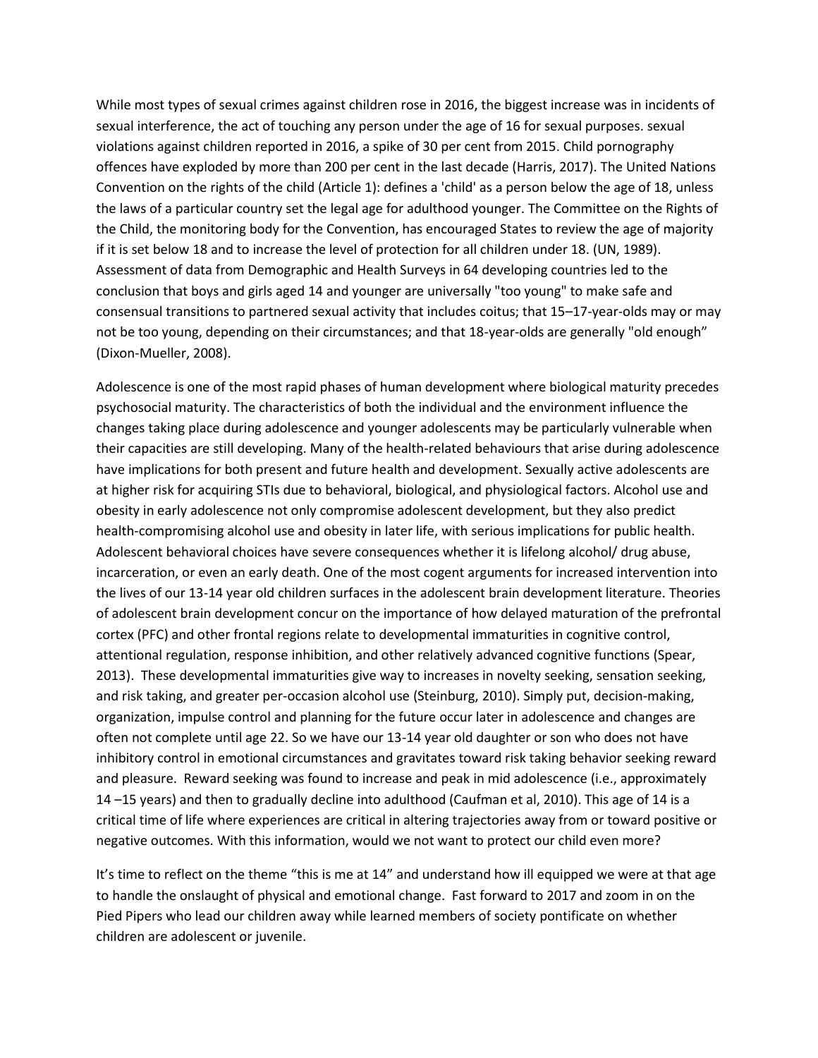While most types of sexual crimes against children rose in 2016, the biggest increase was in incidents of sexual interference, the act of touching any person under the age of 16 for sexual purposes. sexual violations against children reported in 2016, a spike of 30 per cent from 2015. Child pornography offences have exploded by more than 200 per cent in the last decade (Harris, 2017). The United Nations Convention on the rights of the child (Article 1): defines a 'child' as a person below the age of 18, unless the laws of a particular country set the legal age for adulthood younger. The Committee on the Rights of the Child, the monitoring body for the Convention, has encouraged States to review the age of majority if it is set below 18 and to increase the level of protection for all children under 18. (UN, 1989). Assessment of data from Demographic and Health Surveys in 64 developing countries led to the conclusion that boys and girls aged 14 and younger are universally "too young" to make safe and consensual transitions to partnered sexual activity that includes coitus; that 15–17-year-olds may or may not be too young, depending on their circumstances; and that 18-year-olds are generally "old enough" (Dixon-Mueller, 2008).

Adolescence is one of the most rapid phases of human development where biological maturity precedes psychosocial maturity. The characteristics of both the individual and the environment influence the changes taking place during adolescence and younger adolescents may be particularly vulnerable when their capacities are still developing. Many of the health-related behaviours that arise during adolescence have implications for both present and future health and development. Sexually active adolescents are at higher risk for acquiring STIs due to behavioral, biological, and physiological factors. Alcohol use and obesity in early adolescence not only compromise adolescent development, but they also predict health-compromising alcohol use and obesity in later life, with serious implications for public health. Adolescent behavioral choices have severe consequences whether it is lifelong alcohol/ drug abuse, incarceration, or even an early death. One of the most cogent arguments for increased intervention into the lives of our 13-14 year old children surfaces in the adolescent brain development literature. Theories of adolescent brain development concur on the importance of how delayed maturation of the prefrontal cortex (PFC) and other frontal regions relate to developmental immaturities in cognitive control, attentional regulation, response inhibition, and other relatively advanced cognitive functions (Spear, 2013). These developmental immaturities give way to increases in novelty seeking, sensation seeking, and risk taking, and greater per-occasion alcohol use (Steinburg, 2010). Simply put, decision-making, organization, impulse control and planning for the future occur later in adolescence and changes are often not complete until age 22. So we have our 13-14 year old daughter or son who does not have inhibitory control in emotional circumstances and gravitates toward risk taking behavior seeking reward and pleasure. Reward seeking was found to increase and peak in mid adolescence (i.e., approximately 14 –15 years) and then to gradually decline into adulthood (Caufman et al, 2010). This age of 14 is a critical time of life where experiences are critical in altering trajectories away from or toward positive or negative outcomes. With this information, would we not want to protect our child even more?

It's time to reflect on the theme "this is me at 14" and understand how ill equipped we were at that age to handle the onslaught of physical and emotional change. Fast forward to 2017 and zoom in on the Pied Pipers who lead our children away while learned members of society pontificate on whether children are adolescent or juvenile.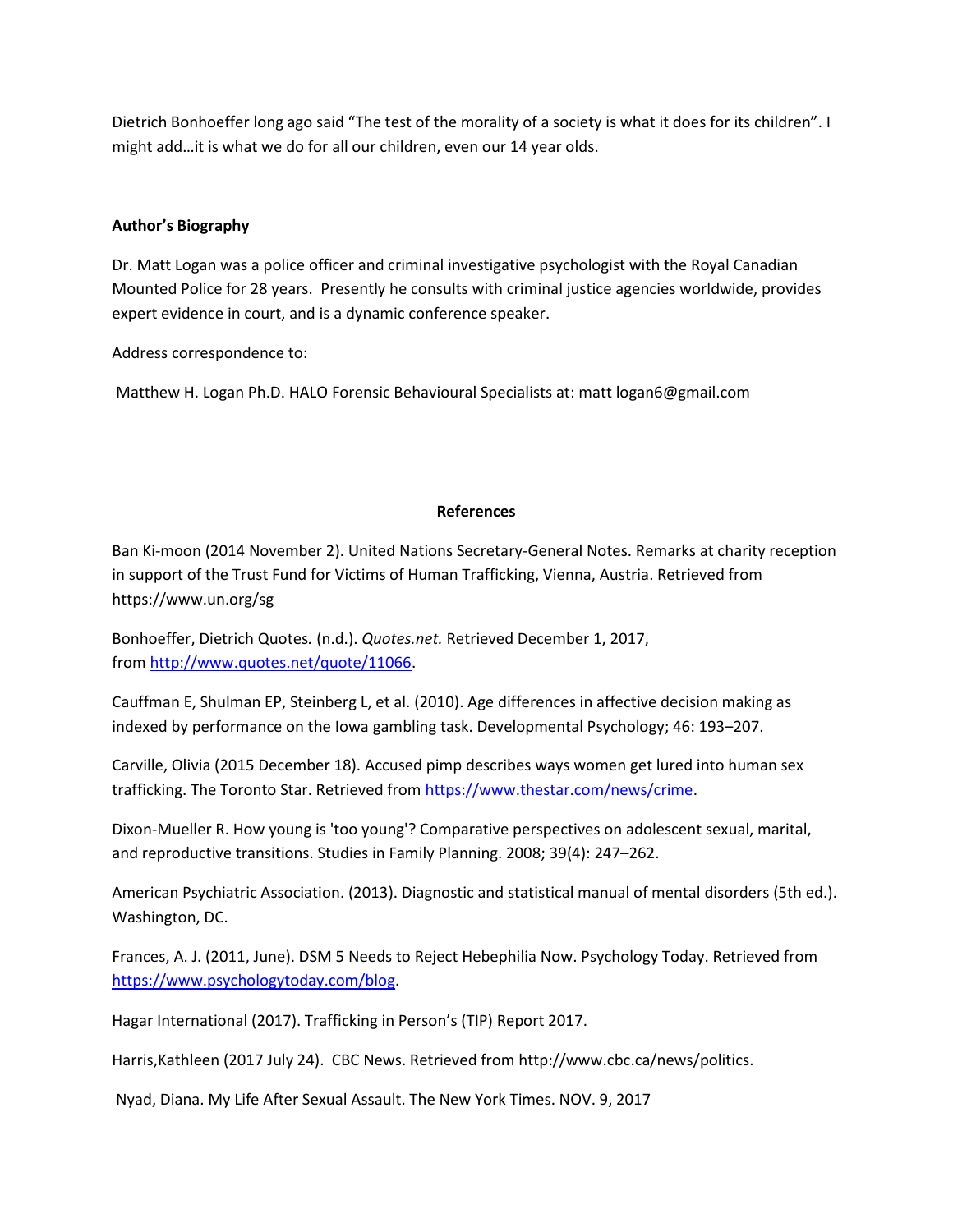Dietrich Bonhoeffer long ago said "The test of the morality of a society is what it does for its children". I might add…it is what we do for all our children, even our 14 year olds.

**Author's Biography**

Dr. Matt Logan was a police officer and criminal investigative psychologist with the Royal Canadian Mounted Police for 28 years. Presently he consults with criminal justice agencies worldwide, provides expert evidence in court, and is a dynamic conference speaker.

Address correspondence to:

Matthew H. Logan Ph.D. HALO Forensic Behavioural Specialists at: matt logan6@gmail.com

## References

Ban Ki-moon (2014 November 2). United Nations Secretary-General Notes. Remarks at charity reception in support of the Trust Fund for Victims of Human Trafficking, Vienna, Austria. Retrieved from https://www.un.org/sg

Bonhoeffer, Dietrich Quotes. (n.d.). *Quotes.net.* Retrieved December 1, 2017, from http://www.quotes.net/quote/11066.

Cauffman E, Shulman EP, Steinberg L, et al. (2010). Age differences in affective decision making as indexed by performance on the Iowa gambling task. Developmental Psychology; 46: 193–207.

Carville, Olivia (2015 December 18). Accused pimp describes ways women get lured into human sex trafficking. The Toronto Star. Retrieved from https://www.thestar.com/news/crime.

Dixon-Mueller R. How young is 'too young'? Comparative perspectives on adolescent sexual, marital, and reproductive transitions. Studies in Family Planning. 2008; 39(4): 247–262.

American Psychiatric Association. (2013). Diagnostic and statistical manual of mental disorders (5th ed.). Washington, DC.

Frances, A. J. (2011, June). DSM 5 Needs to Reject Hebephilia Now. Psychology Today. Retrieved from https://www.psychologytoday.com/blog.

Hagar International (2017). Trafficking in Person's (TIP) Report 2017.

Harris,Kathleen (2017 July 24). CBC News. Retrieved from http://www.cbc.ca/news/politics.

Nyad, Diana. My Life After Sexual Assault. The New York Times. NOV. 9, 2017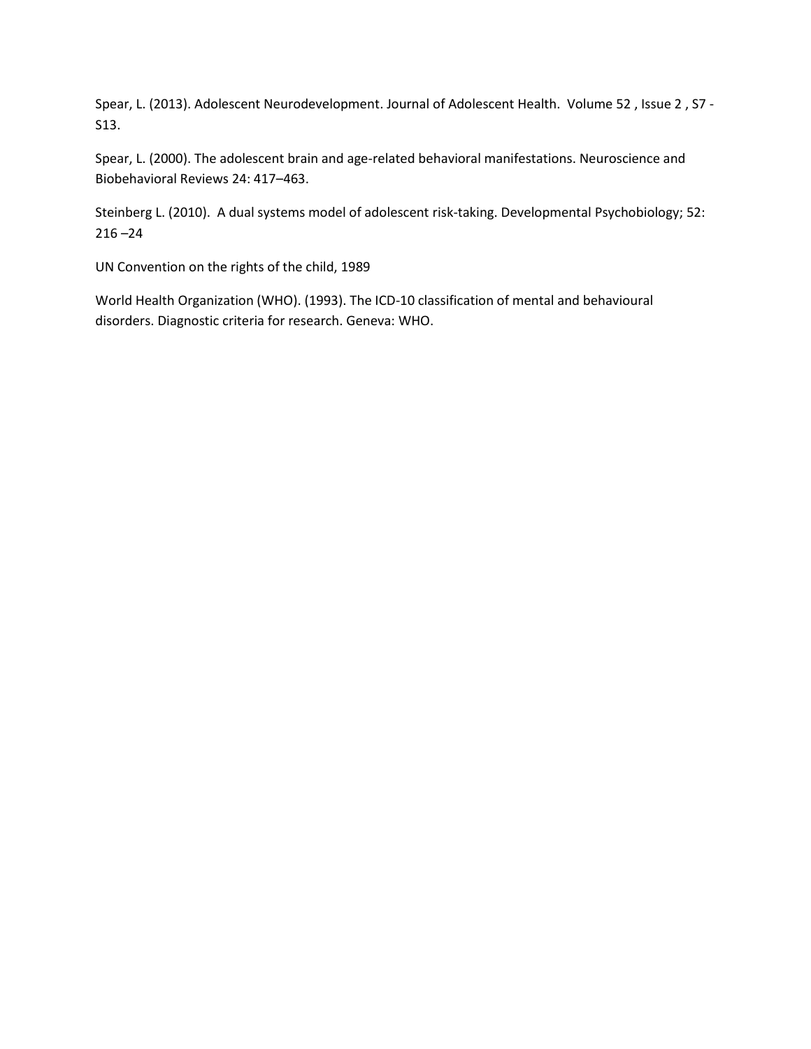Spear, L. (2013). Adolescent Neurodevelopment. Journal of Adolescent Health. Volume 52 , Issue 2 , S7 - S13.

Spear, L. (2000). The adolescent brain and age-related behavioral manifestations. Neuroscience and Biobehavioral Reviews 24: 417–463.

Steinberg L. (2010). A dual systems model of adolescent risk-taking. Developmental Psychobiology; 52: 216 –24

UN Convention on the rights of the child, 1989

World Health Organization (WHO). (1993). The ICD-10 classification of mental and behavioural disorders. Diagnostic criteria for research. Geneva: WHO.